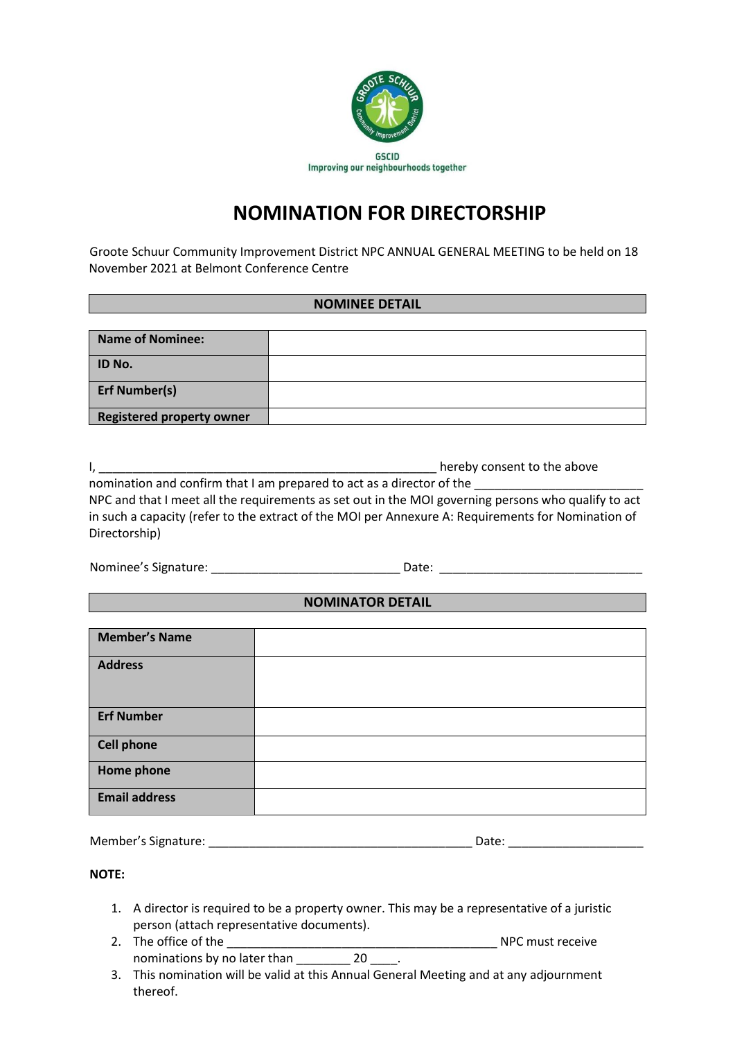GSCID
Improving our neighbourhoods together

# NOMINATION FOR DIRECTORSHIP

Groote Schuur Community Improvement District NPC ANNUAL GENERAL MEETING to be held on 18 November 2021 at Belmont Conference Centre

## NOMINEE DETAIL

| Name of Nominee: | |
|---|---|
| ID No. | |
| Erf Number(s) | |
| Registered property owner | |

I, _____________________________________________________ hereby consent to the above nomination and confirm that I am prepared to act as a director of the _________________________ NPC and that I meet all the requirements as set out in the MOI governing persons who qualify to act in such a capacity (refer to the extract of the MOI per Annexure A: Requirements for Nomination of Directorship)

Nominee's Signature: _____________________________ Date: _______________________________

## NOMINATOR DETAIL

| Member's Name | |
|---|---|
| Address | |
| Erf Number | |
| Cell phone | |
| Home phone | |
| Email address | |

Member's Signature: _________________________________________ Date: ____________________

**NOTE:**

1. A director is required to be a property owner. This may be a representative of a juristic person (attach representative documents).
2. The office of the __________________________________________ NPC must receive nominations by no later than ________ 20 ____.
3. This nomination will be valid at this Annual General Meeting and at any adjournment thereof.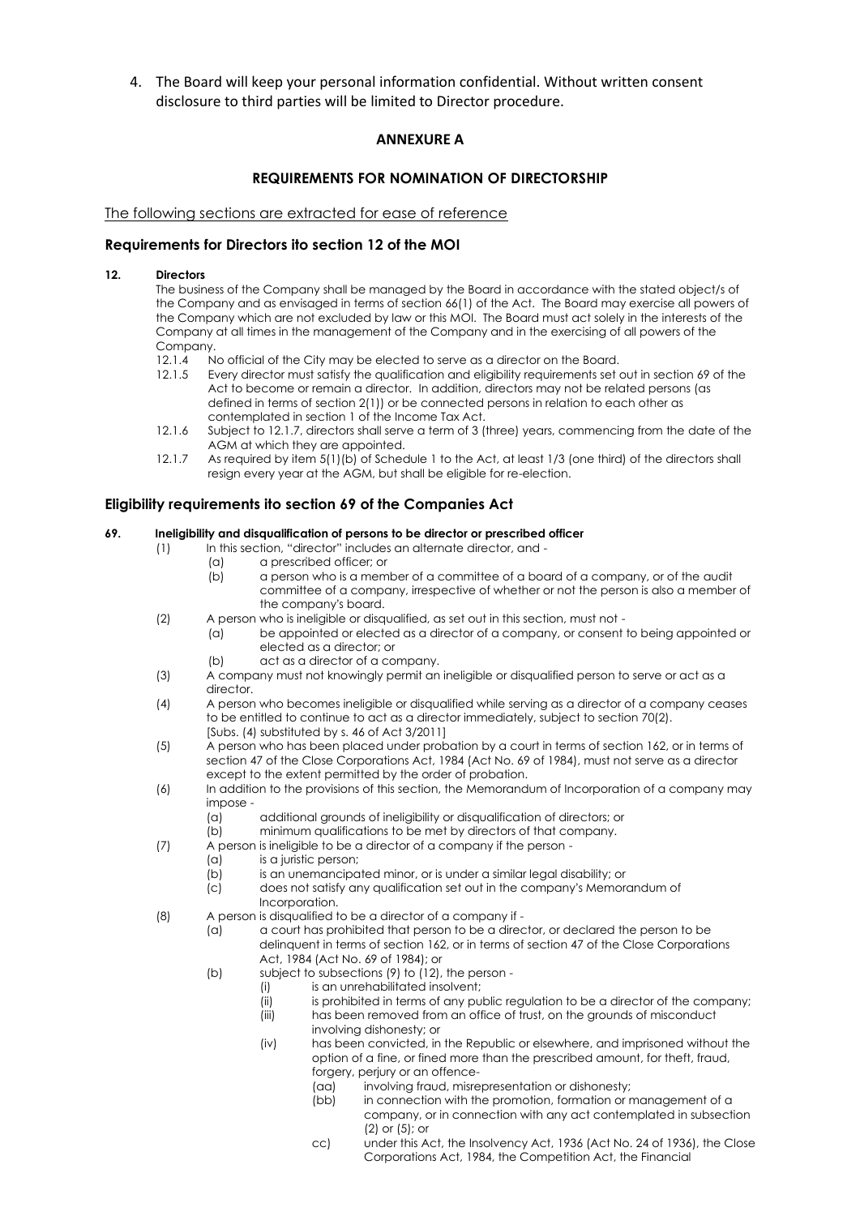4. The Board will keep your personal information confidential. Without written consent disclosure to third parties will be limited to Director procedure.

## ANNEXURE A

## REQUIREMENTS FOR NOMINATION OF DIRECTORSHIP

The following sections are extracted for ease of reference

### Requirements for Directors ito section 12 of the MOI

**12. Directors**

The business of the Company shall be managed by the Board in accordance with the stated object/s of the Company and as envisaged in terms of section 66(1) of the Act. The Board may exercise all powers of the Company which are not excluded by law or this MOI. The Board must act solely in the interests of the Company at all times in the management of the Company and in the exercising of all powers of the Company.

12.1.4 No official of the City may be elected to serve as a director on the Board.

12.1.5 Every director must satisfy the qualification and eligibility requirements set out in section 69 of the Act to become or remain a director. In addition, directors may not be related persons (as defined in terms of section 2(1)) or be connected persons in relation to each other as contemplated in section 1 of the Income Tax Act.

12.1.6 Subject to 12.1.7, directors shall serve a term of 3 (three) years, commencing from the date of the AGM at which they are appointed.

12.1.7 As required by item 5(1)(b) of Schedule 1 to the Act, at least 1/3 (one third) of the directors shall resign every year at the AGM, but shall be eligible for re-election.

### Eligibility requirements ito section 69 of the Companies Act

**69. Ineligibility and disqualification of persons to be director or prescribed officer**

(1) In this section, "director" includes an alternate director, and -
  - (a) a prescribed officer; or
  - (b) a person who is a member of a committee of a board of a company, or of the audit committee of a company, irrespective of whether or not the person is also a member of the company's board.

(2) A person who is ineligible or disqualified, as set out in this section, must not -
  - (a) be appointed or elected as a director of a company, or consent to being appointed or elected as a director; or
  - (b) act as a director of a company.

(3) A company must not knowingly permit an ineligible or disqualified person to serve or act as a director.

(4) A person who becomes ineligible or disqualified while serving as a director of a company ceases to be entitled to continue to act as a director immediately, subject to section 70(2).
[Subs. (4) substituted by s. 46 of Act 3/2011]

(5) A person who has been placed under probation by a court in terms of section 162, or in terms of section 47 of the Close Corporations Act, 1984 (Act No. 69 of 1984), must not serve as a director except to the extent permitted by the order of probation.

(6) In addition to the provisions of this section, the Memorandum of Incorporation of a company may impose -
  - (a) additional grounds of ineligibility or disqualification of directors; or
  - (b) minimum qualifications to be met by directors of that company.

(7) A person is ineligible to be a director of a company if the person -
  - (a) is a juristic person;
  - (b) is an unemancipated minor, or is under a similar legal disability; or
  - (c) does not satisfy any qualification set out in the company's Memorandum of Incorporation.

(8) A person is disqualified to be a director of a company if -
  - (a) a court has prohibited that person to be a director, or declared the person to be delinquent in terms of section 162, or in terms of section 47 of the Close Corporations Act, 1984 (Act No. 69 of 1984); or
  - (b) subject to subsections (9) to (12), the person -
    - (i) is an unrehabilitated insolvent;
    - (ii) is prohibited in terms of any public regulation to be a director of the company;
    - (iii) has been removed from an office of trust, on the grounds of misconduct involving dishonesty; or
    - (iv) has been convicted, in the Republic or elsewhere, and imprisoned without the option of a fine, or fined more than the prescribed amount, for theft, fraud, forgery, perjury or an offence-
      - (aa) involving fraud, misrepresentation or dishonesty;
      - (bb) in connection with the promotion, formation or management of a company, or in connection with any act contemplated in subsection (2) or (5); or
      - cc) under this Act, the Insolvency Act, 1936 (Act No. 24 of 1936), the Close Corporations Act, 1984, the Competition Act, the Financial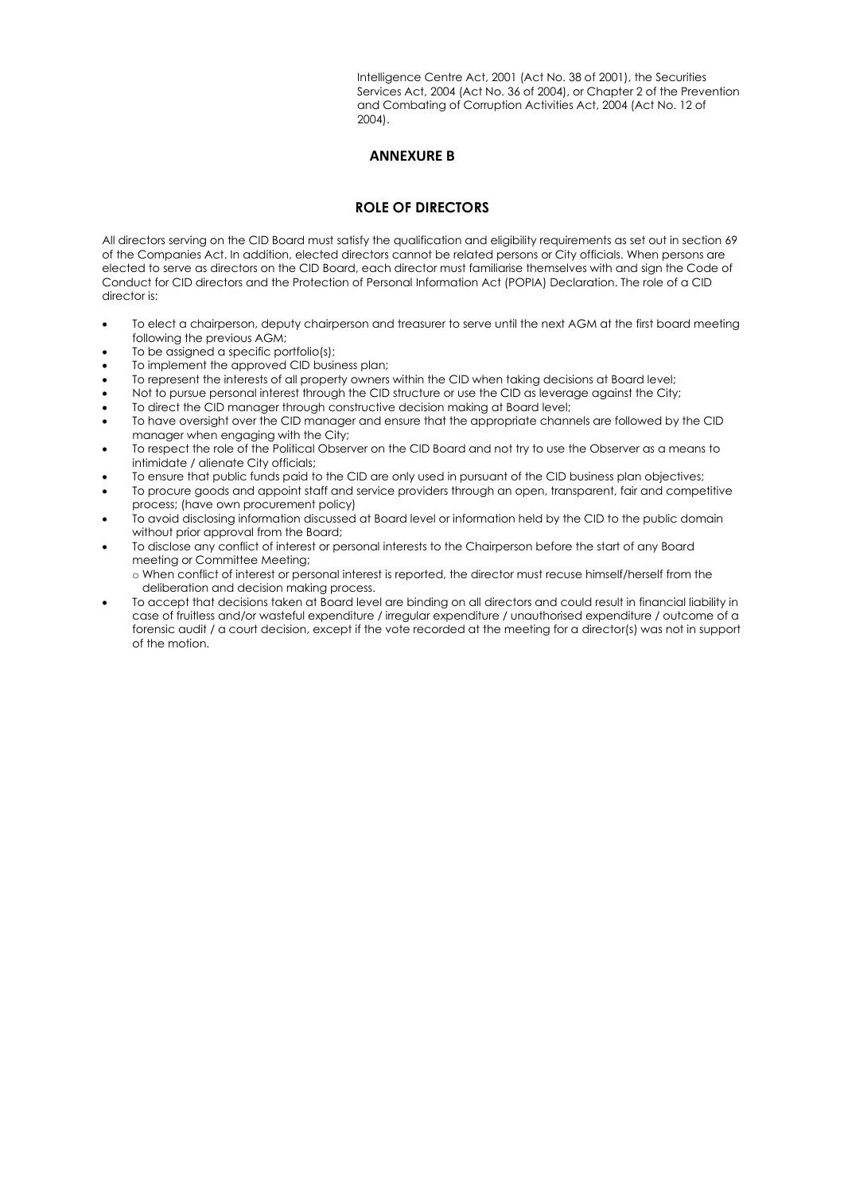Intelligence Centre Act, 2001 (Act No. 38 of 2001), the Securities Services Act, 2004 (Act No. 36 of 2004), or Chapter 2 of the Prevention and Combating of Corruption Activities Act, 2004 (Act No. 12 of 2004).

## ANNEXURE B

## ROLE OF DIRECTORS

All directors serving on the CID Board must satisfy the qualification and eligibility requirements as set out in section 69 of the Companies Act. In addition, elected directors cannot be related persons or City officials. When persons are elected to serve as directors on the CID Board, each director must familiarise themselves with and sign the Code of Conduct for CID directors and the Protection of Personal Information Act (POPIA) Declaration. The role of a CID director is:

- To elect a chairperson, deputy chairperson and treasurer to serve until the next AGM at the first board meeting following the previous AGM;
- To be assigned a specific portfolio(s);
- To implement the approved CID business plan;
- To represent the interests of all property owners within the CID when taking decisions at Board level;
- Not to pursue personal interest through the CID structure or use the CID as leverage against the City;
- To direct the CID manager through constructive decision making at Board level;
- To have oversight over the CID manager and ensure that the appropriate channels are followed by the CID manager when engaging with the City;
- To respect the role of the Political Observer on the CID Board and not try to use the Observer as a means to intimidate / alienate City officials;
- To ensure that public funds paid to the CID are only used in pursuant of the CID business plan objectives;
- To procure goods and appoint staff and service providers through an open, transparent, fair and competitive process; (have own procurement policy)
- To avoid disclosing information discussed at Board level or information held by the CID to the public domain without prior approval from the Board;
- To disclose any conflict of interest or personal interests to the Chairperson before the start of any Board meeting or Committee Meeting;
    - When conflict of interest or personal interest is reported, the director must recuse himself/herself from the deliberation and decision making process.
- To accept that decisions taken at Board level are binding on all directors and could result in financial liability in case of fruitless and/or wasteful expenditure / irregular expenditure / unauthorised expenditure / outcome of a forensic audit / a court decision, except if the vote recorded at the meeting for a director(s) was not in support of the motion.